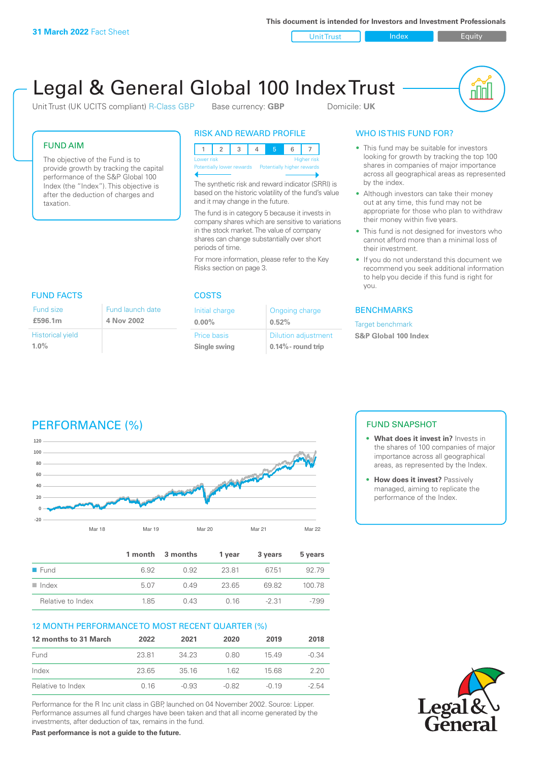**31 March 2022** Fact Sheet

This document is intended for Investors and Investment Professionals

Unit Trust | Index | Equity

# Legal & General Global 100 Index Trust

Unit Trust (UK UCITS compliant) R-Class GBP    Base currency: **GBP**    Domicile: **UK**

## FUND AIM

The objective of the Fund is to provide growth by tracking the capital performance of the S&P Global 100 Index (the "Index"). This objective is after the deduction of charges and taxation.

## RISK AND REWARD PROFILE

1 2 3 4 **5** 6 7

Lower risk — Higher risk

Potentially lower rewards — Potentially higher rewards

The synthetic risk and reward indicator (SRRI) is based on the historic volatility of the fund's value and it may change in the future.

The fund is in category 5 because it invests in company shares which are sensitive to variations in the stock market. The value of company shares can change substantially over short periods of time.

For more information, please refer to the Key Risks section on page 3.

## WHO IS THIS FUND FOR?

- This fund may be suitable for investors looking for growth by tracking the top 100 shares in companies of major importance across all geographical areas as represented by the index.
- Although investors can take their money out at any time, this fund may not be appropriate for those who plan to withdraw their money within five years.
- This fund is not designed for investors who cannot afford more than a minimal loss of their investment.
- If you do not understand this document we recommend you seek additional information to help you decide if this fund is right for you.

## FUND FACTS

| Fund size | Fund launch date |
|---|---|
| **£596.1m** | **4 Nov 2002** |
| Historical yield | |
| **1.0%** | |

## COSTS

| Initial charge | Ongoing charge |
|---|---|
| **0.00%** | **0.52%** |
| Price basis | Dilution adjustment |
| **Single swing** | **0.14% - round trip** |

## BENCHMARKS

Target benchmark

**S&P Global 100 Index**

## PERFORMANCE (%)

120
100
80
60
40
20
0
-20

Mar 18 Mar 19 Mar 20 Mar 21 Mar 22

| | 1 month | 3 months | 1 year | 3 years | 5 years |
|---|---|---|---|---|---|
| Fund | 6.92 | 0.92 | 23.81 | 67.51 | 92.79 |
| Index | 5.07 | 0.49 | 23.65 | 69.82 | 100.78 |
| Relative to Index | 1.85 | 0.43 | 0.16 | -2.31 | -7.99 |

## FUND SNAPSHOT

- **What does it invest in?** Invests in the shares of 100 companies of major importance across all geographical areas, as represented by the Index.
- **How does it invest?** Passively managed, aiming to replicate the performance of the Index.

## 12 MONTH PERFORMANCE TO MOST RECENT QUARTER (%)

| 12 months to 31 March | 2022 | 2021 | 2020 | 2019 | 2018 |
|---|---|---|---|---|---|
| Fund | 23.81 | 34.23 | 0.80 | 15.49 | -0.34 |
| Index | 23.65 | 35.16 | 1.62 | 15.68 | 2.20 |
| Relative to Index | 0.16 | -0.93 | -0.82 | -0.19 | -2.54 |

Performance for the R Inc unit class in GBP, launched on 04 November 2002. Source: Lipper. Performance assumes all fund charges have been taken and that all income generated by the investments, after deduction of tax, remains in the fund.

**Past performance is not a guide to the future.**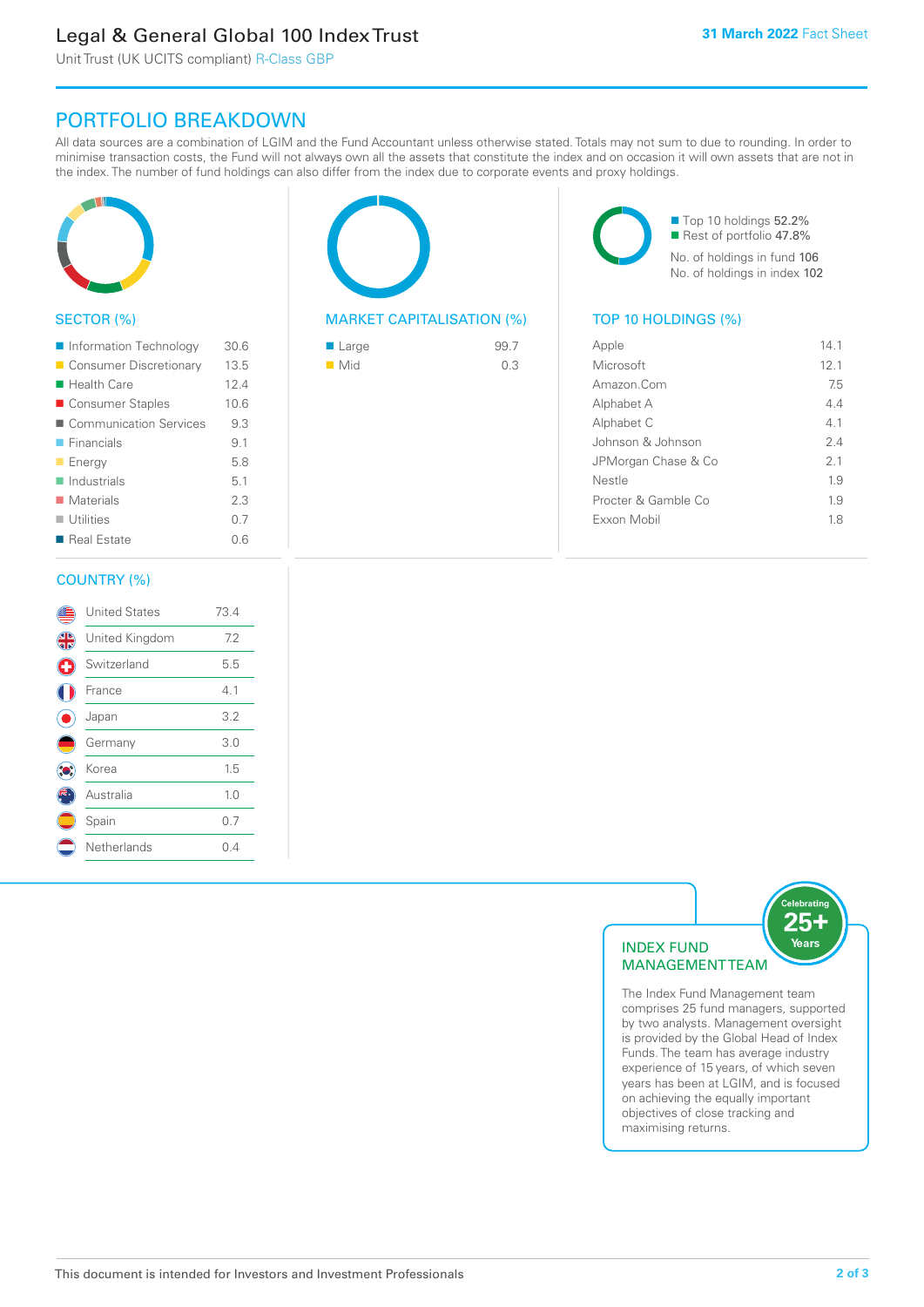# PORTFOLIO BREAKDOWN

All data sources are a combination of LGIM and the Fund Accountant unless otherwise stated. Totals may not sum to due to rounding. In order to minimise transaction costs, the Fund will not always own all the assets that constitute the index and on occasion it will own assets that are not in the index. The number of fund holdings can also differ from the index due to corporate events and proxy holdings.

## SECTOR (%)

| | |
|---|---|
| Information Technology | 30.6 |
| Consumer Discretionary | 13.5 |
| Health Care | 12.4 |
| Consumer Staples | 10.6 |
| Communication Services | 9.3 |
| Financials | 9.1 |
| Energy | 5.8 |
| Industrials | 5.1 |
| Materials | 2.3 |
| Utilities | 0.7 |
| Real Estate | 0.6 |

## MARKET CAPITALISATION (%)

| | |
|---|---|
| Large | 99.7 |
| Mid | 0.3 |

Top 10 holdings 52.2%
Rest of portfolio 47.8%
No. of holdings in fund 106
No. of holdings in index 102

## TOP 10 HOLDINGS (%)

| | |
|---|---|
| Apple | 14.1 |
| Microsoft | 12.1 |
| Amazon.Com | 7.5 |
| Alphabet A | 4.4 |
| Alphabet C | 4.1 |
| Johnson & Johnson | 2.4 |
| JPMorgan Chase & Co | 2.1 |
| Nestle | 1.9 |
| Procter & Gamble Co | 1.9 |
| Exxon Mobil | 1.8 |

## COUNTRY (%)

| | |
|---|---|
| United States | 73.4 |
| United Kingdom | 7.2 |
| Switzerland | 5.5 |
| France | 4.1 |
| Japan | 3.2 |
| Germany | 3.0 |
| Korea | 1.5 |
| Australia | 1.0 |
| Spain | 0.7 |
| Netherlands | 0.4 |

## INDEX FUND MANAGEMENT TEAM

Celebrating 25+ Years

The Index Fund Management team comprises 25 fund managers, supported by two analysts. Management oversight is provided by the Global Head of Index Funds. The team has average industry experience of 15 years, of which seven years has been at LGIM, and is focused on achieving the equally important objectives of close tracking and maximising returns.

This document is intended for Investors and Investment Professionals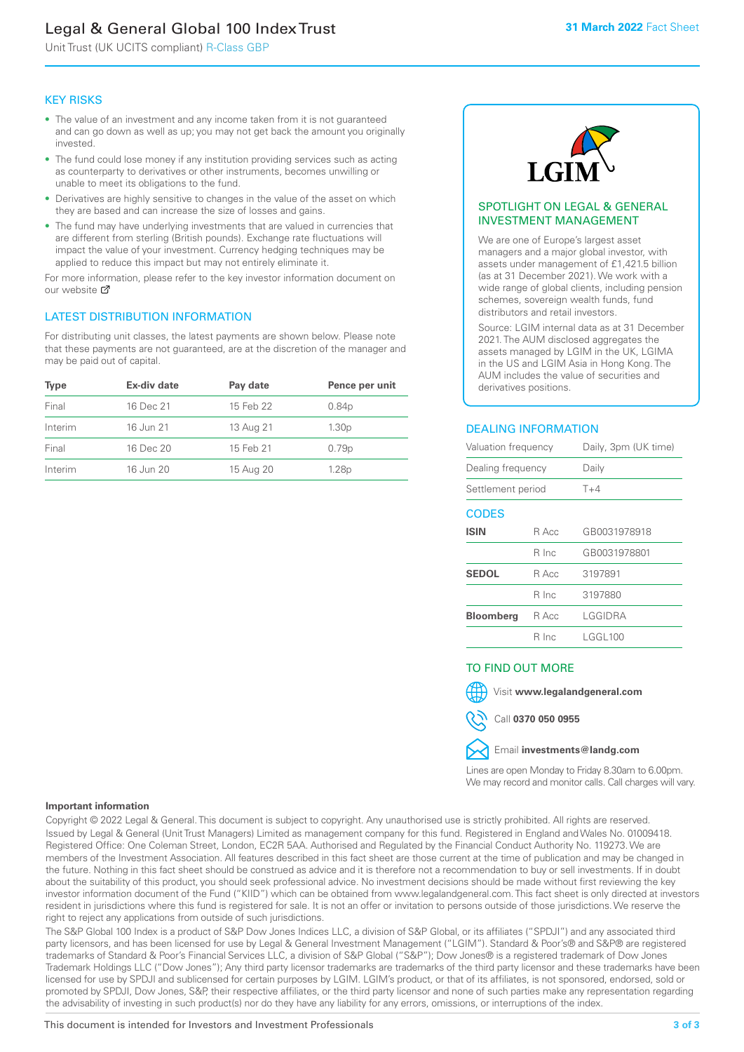# Legal & General Global 100 Index Trust

Unit Trust (UK UCITS compliant) R-Class GBP

31 March 2022 Fact Sheet

## KEY RISKS

- The value of an investment and any income taken from it is not guaranteed and can go down as well as up; you may not get back the amount you originally invested.
- The fund could lose money if any institution providing services such as acting as counterparty to derivatives or other instruments, becomes unwilling or unable to meet its obligations to the fund.
- Derivatives are highly sensitive to changes in the value of the asset on which they are based and can increase the size of losses and gains.
- The fund may have underlying investments that are valued in currencies that are different from sterling (British pounds). Exchange rate fluctuations will impact the value of your investment. Currency hedging techniques may be applied to reduce this impact but may not entirely eliminate it.

For more information, please refer to the key investor information document on our website

## LATEST DISTRIBUTION INFORMATION

For distributing unit classes, the latest payments are shown below. Please note that these payments are not guaranteed, are at the discretion of the manager and may be paid out of capital.

| Type | Ex-div date | Pay date | Pence per unit |
|---|---|---|---|
| Final | 16 Dec 21 | 15 Feb 22 | 0.84p |
| Interim | 16 Jun 21 | 13 Aug 21 | 1.30p |
| Final | 16 Dec 20 | 15 Feb 21 | 0.79p |
| Interim | 16 Jun 20 | 15 Aug 20 | 1.28p |

## SPOTLIGHT ON LEGAL & GENERAL INVESTMENT MANAGEMENT

We are one of Europe's largest asset managers and a major global investor, with assets under management of £1,421.5 billion (as at 31 December 2021). We work with a wide range of global clients, including pension schemes, sovereign wealth funds, fund distributors and retail investors.

Source: LGIM internal data as at 31 December 2021. The AUM disclosed aggregates the assets managed by LGIM in the UK, LGIMA in the US and LGIM Asia in Hong Kong. The AUM includes the value of securities and derivatives positions.

## DEALING INFORMATION

| | |
|---|---|
| Valuation frequency | Daily, 3pm (UK time) |
| Dealing frequency | Daily |
| Settlement period | T+4 |

## CODES

| | | |
|---|---|---|
| **ISIN** | R Acc | GB0031978918 |
| | R Inc | GB0031978801 |
| **SEDOL** | R Acc | 3197891 |
| | R Inc | 3197880 |
| **Bloomberg** | R Acc | LGGIDRA |
| | R Inc | LGGL100 |

## TO FIND OUT MORE

Visit **www.legalandgeneral.com**

Call **0370 050 0955**

Email **investments@landg.com**

Lines are open Monday to Friday 8.30am to 6.00pm. We may record and monitor calls. Call charges will vary.

**Important information**

Copyright © 2022 Legal & General. This document is subject to copyright. Any unauthorised use is strictly prohibited. All rights are reserved. Issued by Legal & General (Unit Trust Managers) Limited as management company for this fund. Registered in England and Wales No. 01009418. Registered Office: One Coleman Street, London, EC2R 5AA. Authorised and Regulated by the Financial Conduct Authority No. 119273. We are members of the Investment Association. All features described in this fact sheet are those current at the time of publication and may be changed in the future. Nothing in this fact sheet should be construed as advice and it is therefore not a recommendation to buy or sell investments. If in doubt about the suitability of this product, you should seek professional advice. No investment decisions should be made without first reviewing the key investor information document of the Fund ("KIID") which can be obtained from www.legalandgeneral.com. This fact sheet is only directed at investors resident in jurisdictions where this fund is registered for sale. It is not an offer or invitation to persons outside of those jurisdictions. We reserve the right to reject any applications from outside of such jurisdictions.

The S&P Global 100 Index is a product of S&P Dow Jones Indices LLC, a division of S&P Global, or its affiliates ("SPDJI") and any associated third party licensors, and has been licensed for use by Legal & General Investment Management ("LGIM"). Standard & Poor's® and S&P® are registered trademarks of Standard & Poor's Financial Services LLC, a division of S&P Global ("S&P"); Dow Jones® is a registered trademark of Dow Jones Trademark Holdings LLC ("Dow Jones"); Any third party licensor trademarks are trademarks of the third party licensor and these trademarks have been licensed for use by SPDJI and sublicensed for certain purposes by LGIM. LGIM's product, or that of its affiliates, is not sponsored, endorsed, sold or promoted by SPDJI, Dow Jones, S&P, their respective affiliates, or the third party licensor and none of such parties make any representation regarding the advisability of investing in such product(s) nor do they have any liability for any errors, omissions, or interruptions of the index.

This document is intended for Investors and Investment Professionals